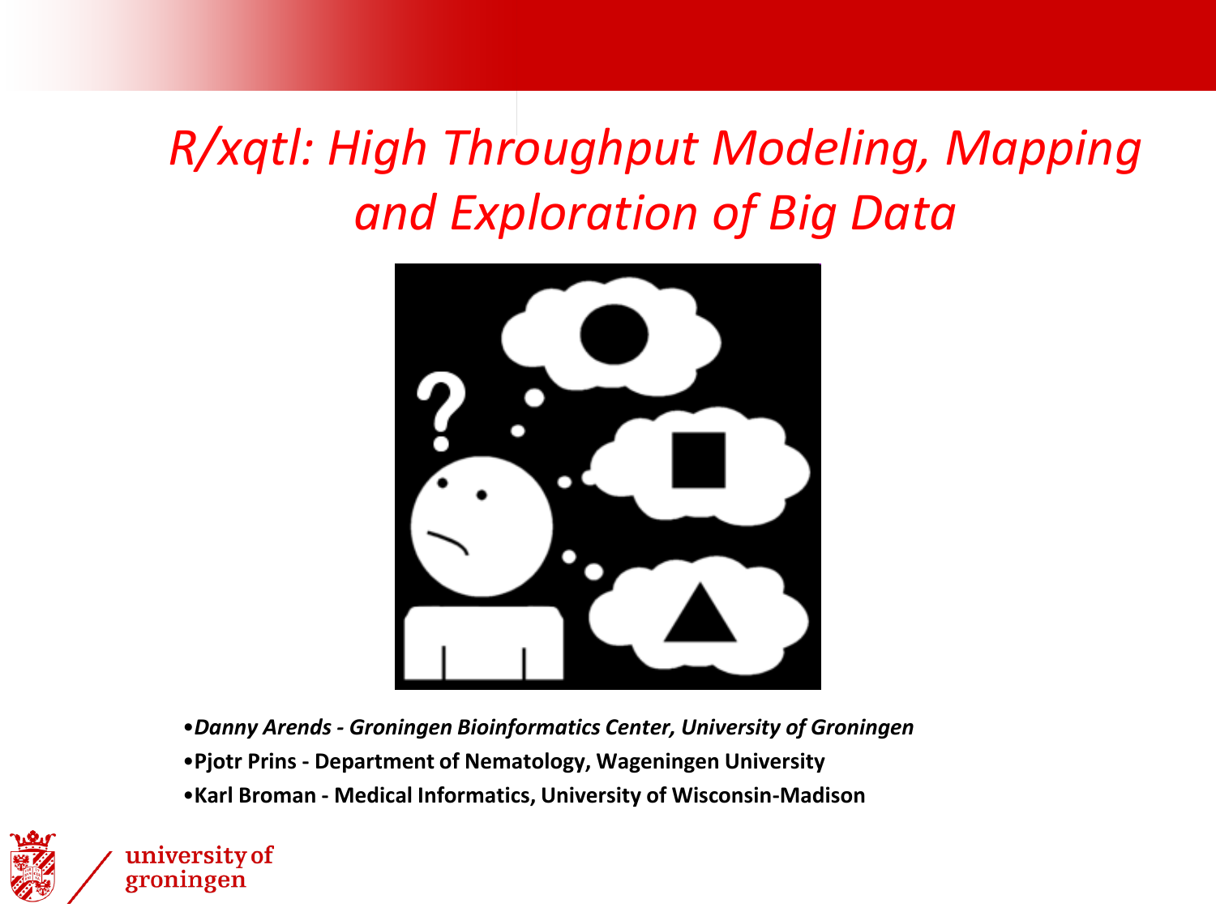# *R/xqtl: High Throughput Modeling, Mapping and Exploration of Big Data*

- ***Danny Arends - Groningen Bioinformatics Center, University of Groningen***
- **Pjotr Prins - Department of Nematology, Wageningen University**
- **Karl Broman - Medical Informatics, University of Wisconsin-Madison**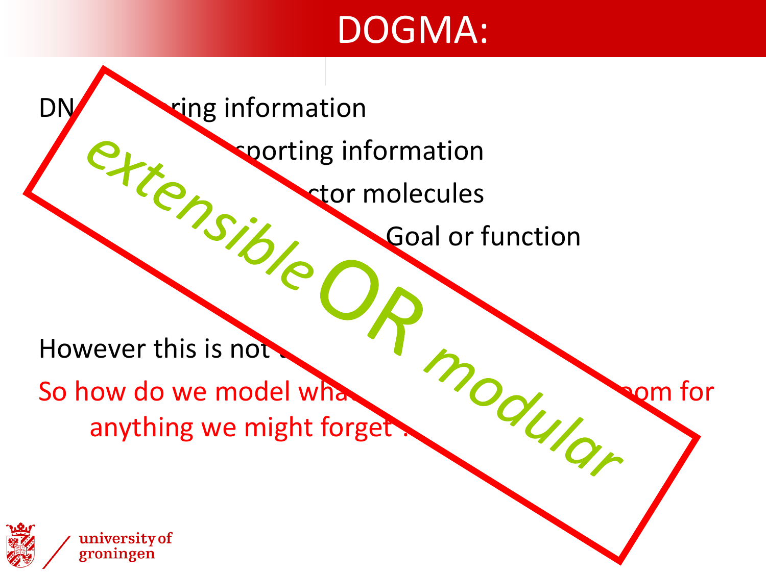# DOGMA:

DN... ...ring information

...sporting information

...ctor molecules

Goal or function

*extensible* OR *modular*

However this is not ...

So how do we model wha... ...oom for anything we might forget ...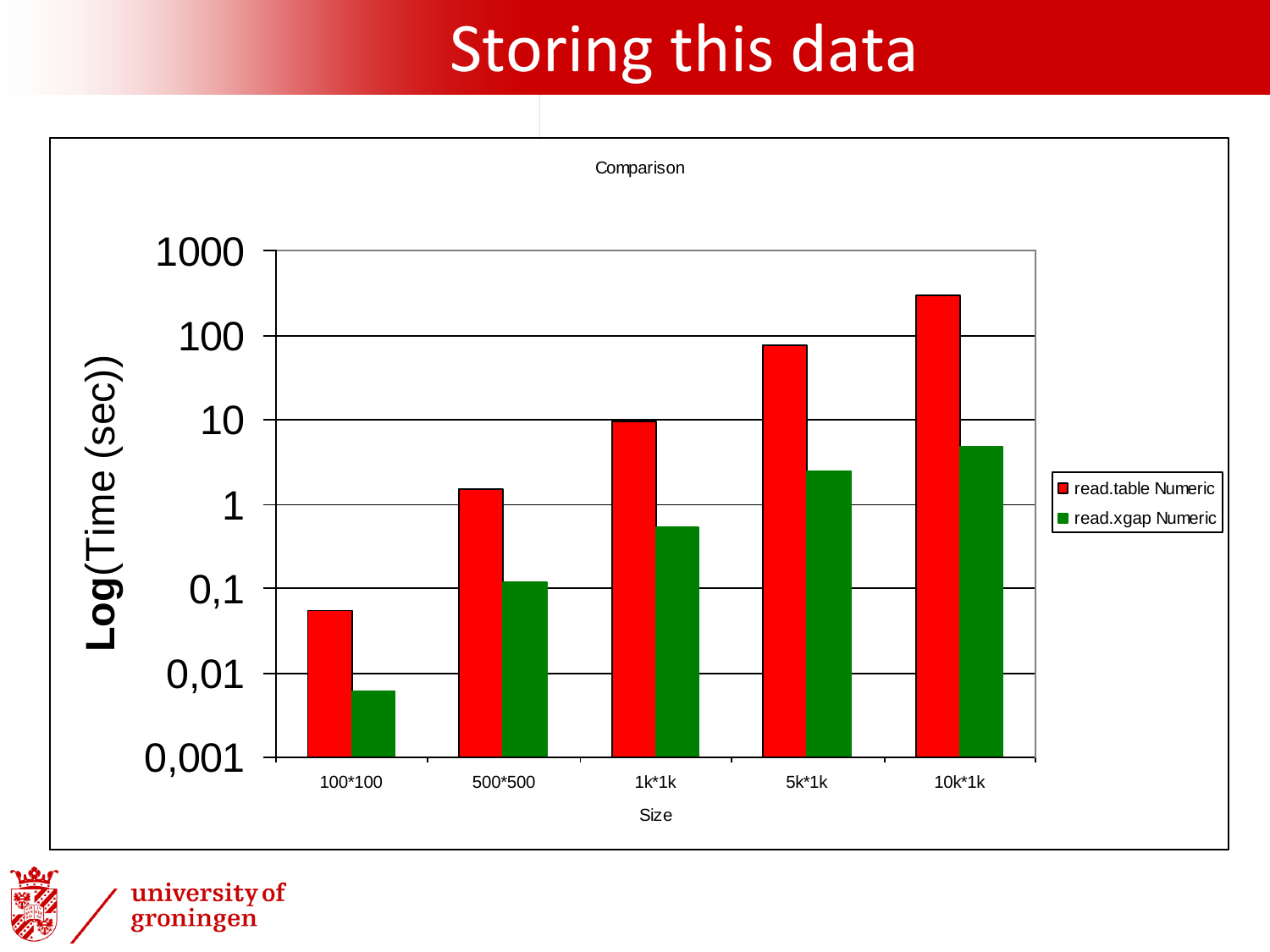# Storing this data

Comparison

| Size | read.table Numeric | read.xgap Numeric |
|---|---|---|
| 100*100 | | |
| 500*500 | | |
| 1k*1k | | |
| 5k*1k | | |
| 10k*1k | | |

Log(Time (sec))

1000, 100, 10, 1, 0,1, 0,01, 0,001

Size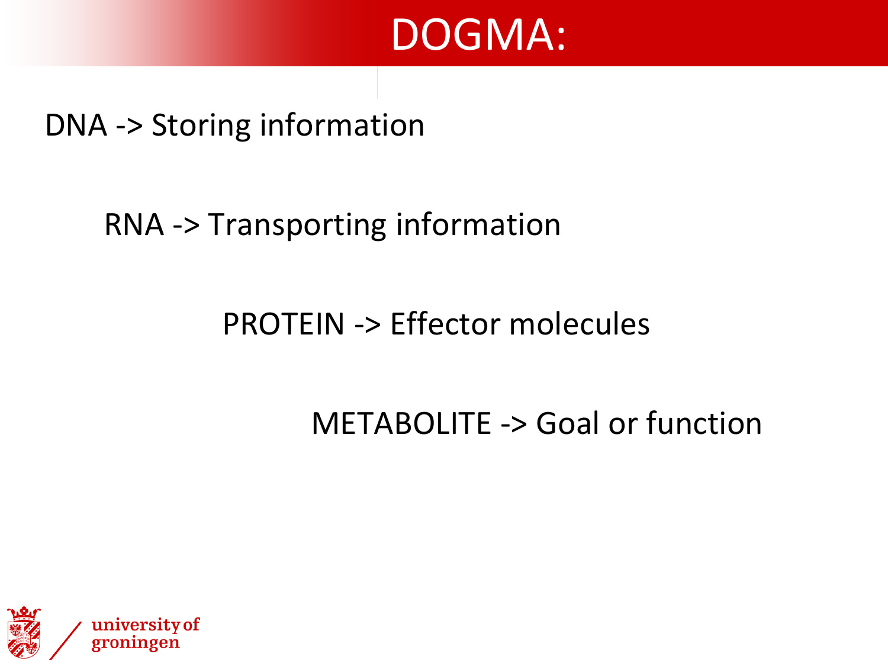# DOGMA:

DNA -> Storing information

RNA -> Transporting information

PROTEIN -> Effector molecules

METABOLITE -> Goal or function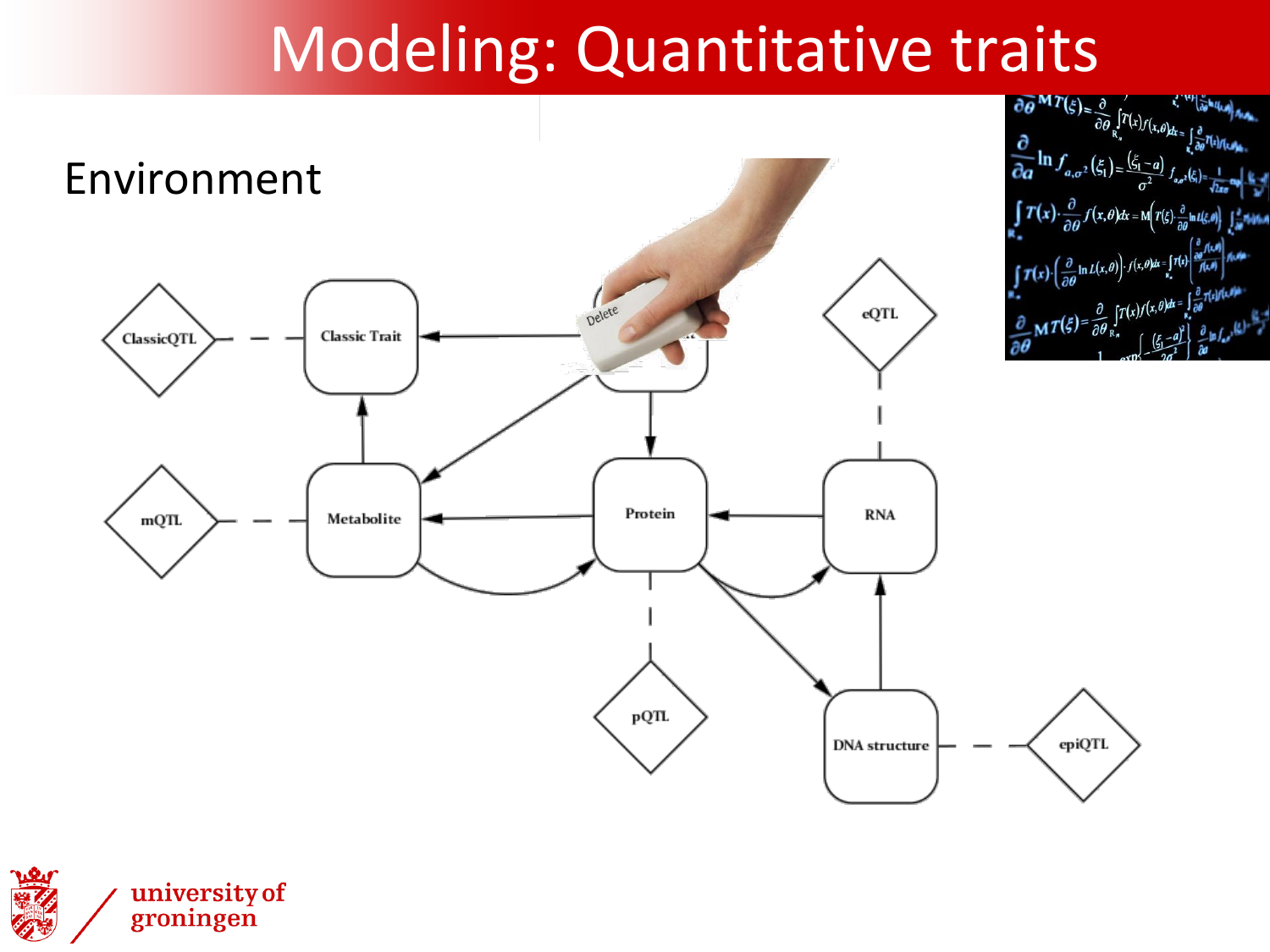# Modeling: Quantitative traits

Environment

ClassicQTL — Classic Trait

mQTL — Metabolite

Protein

RNA

eQTL

pQTL

DNA structure — epiQTL

Delete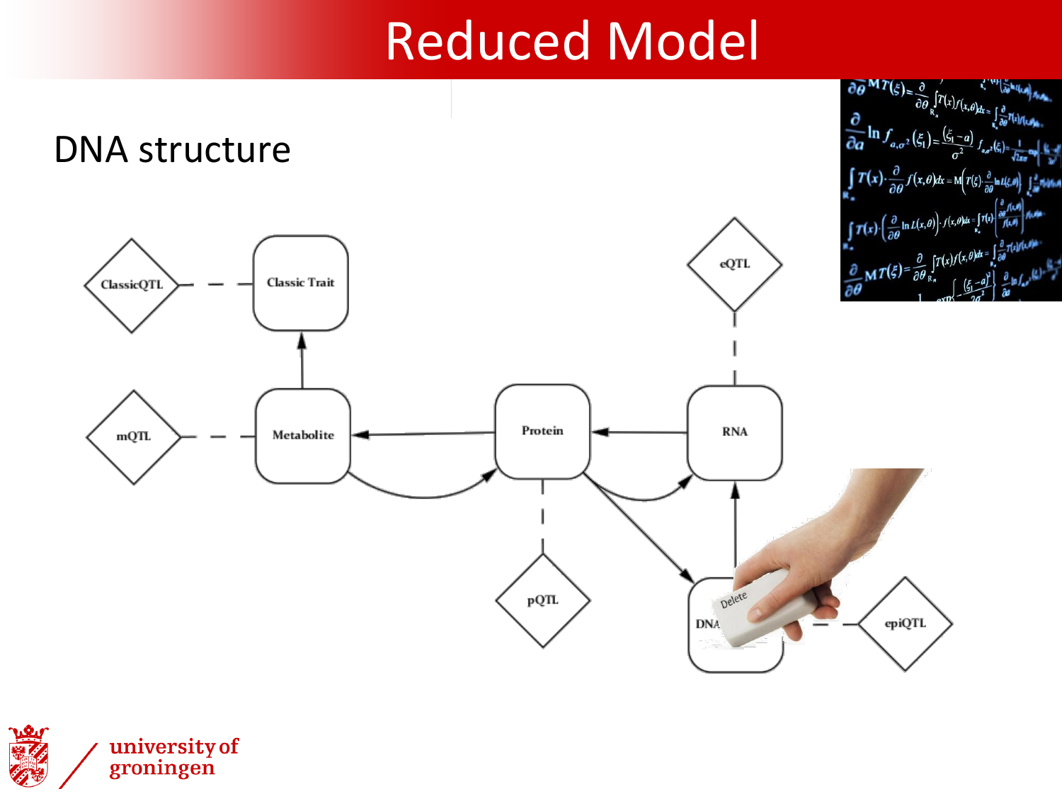# Reduced Model

DNA structure

ClassicQTL

Classic Trait

mQTL

Metabolite

Protein

RNA

eQTL

pQTL

DNA

Delete

epiQTL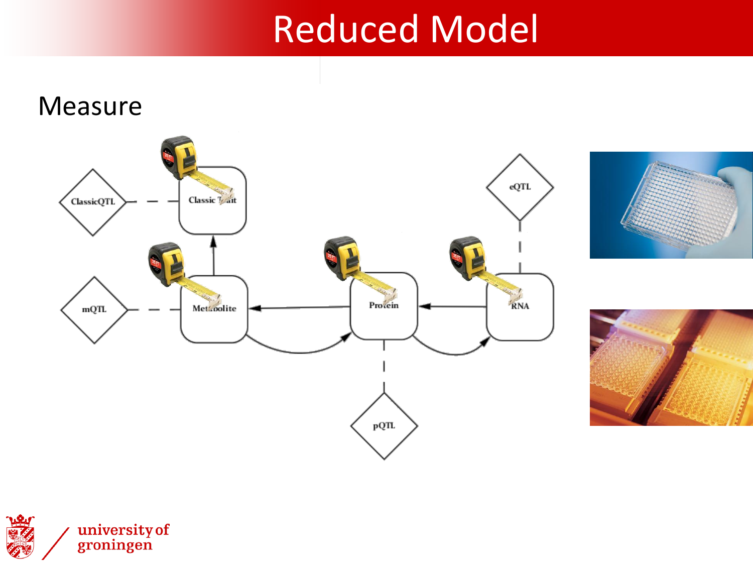# Reduced Model

Measure

ClassicQTL

Classic Trait

mQTL

Metabolite

Protein

RNA

eQTL

pQTL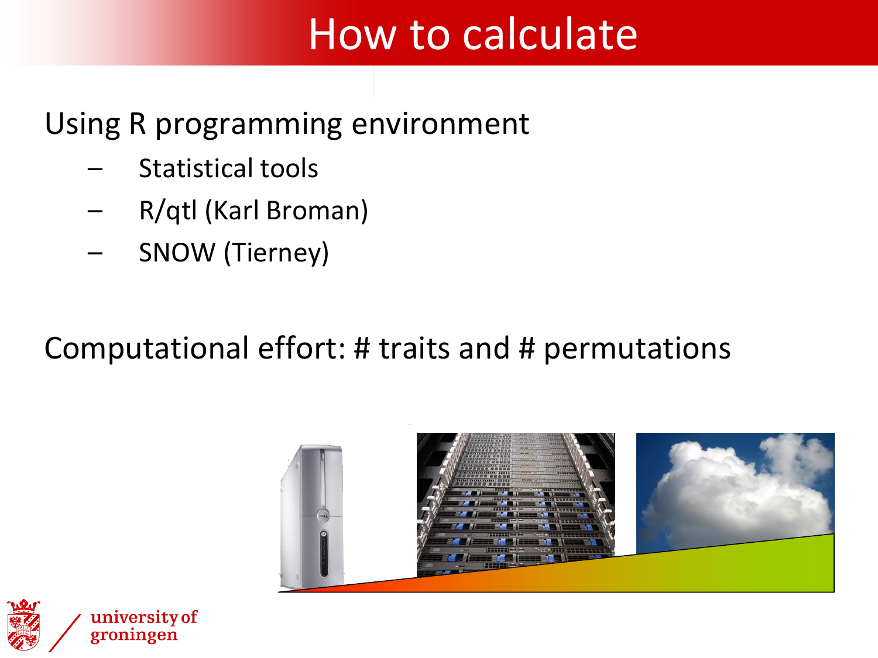# How to calculate

Using R programming environment

- Statistical tools
- R/qtl (Karl Broman)
- SNOW (Tierney)

Computational effort: # traits and # permutations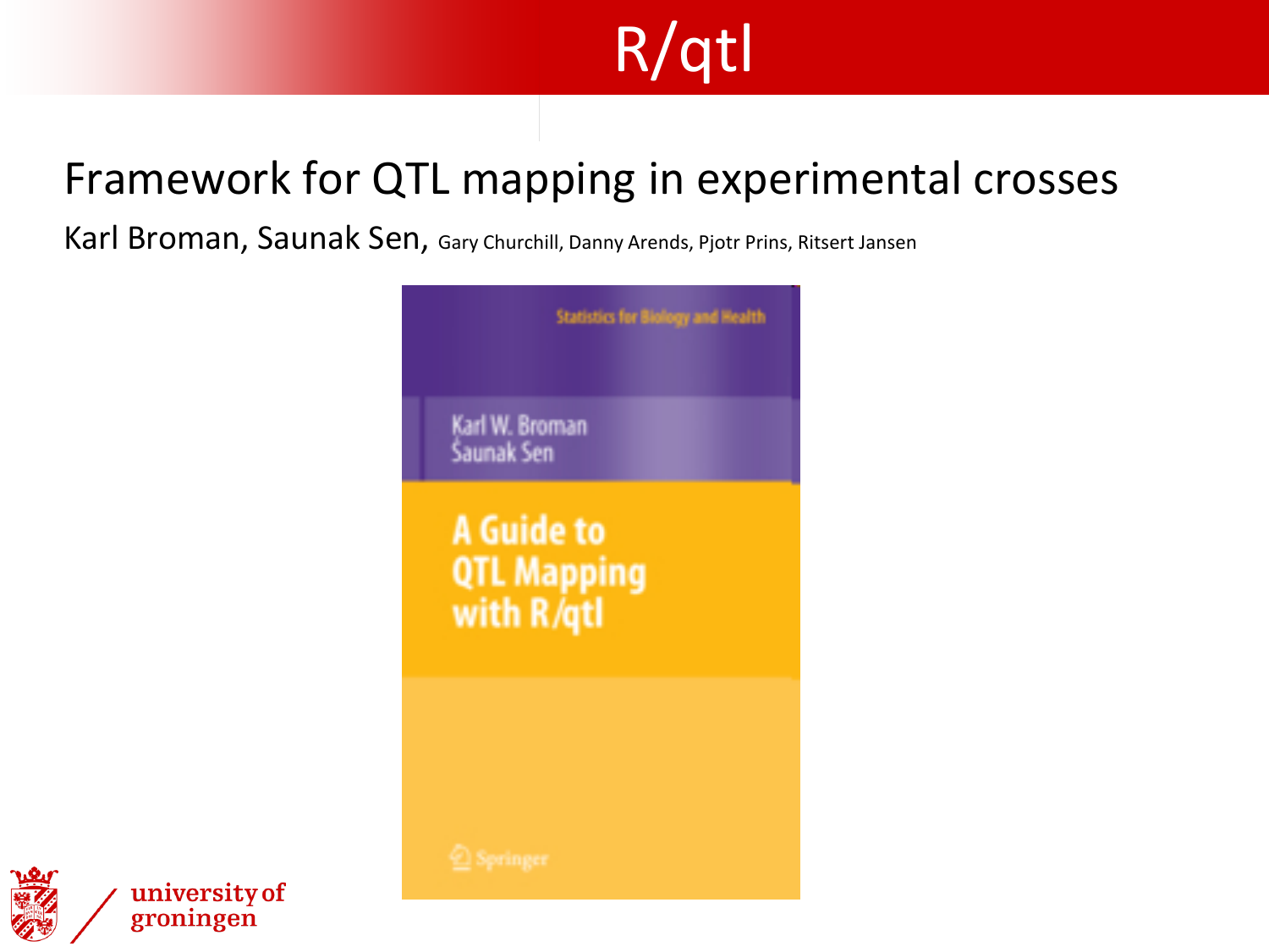# R/qtl

## Framework for QTL mapping in experimental crosses

Karl Broman, Saunak Sen, Gary Churchill, Danny Arends, Pjotr Prins, Ritsert Jansen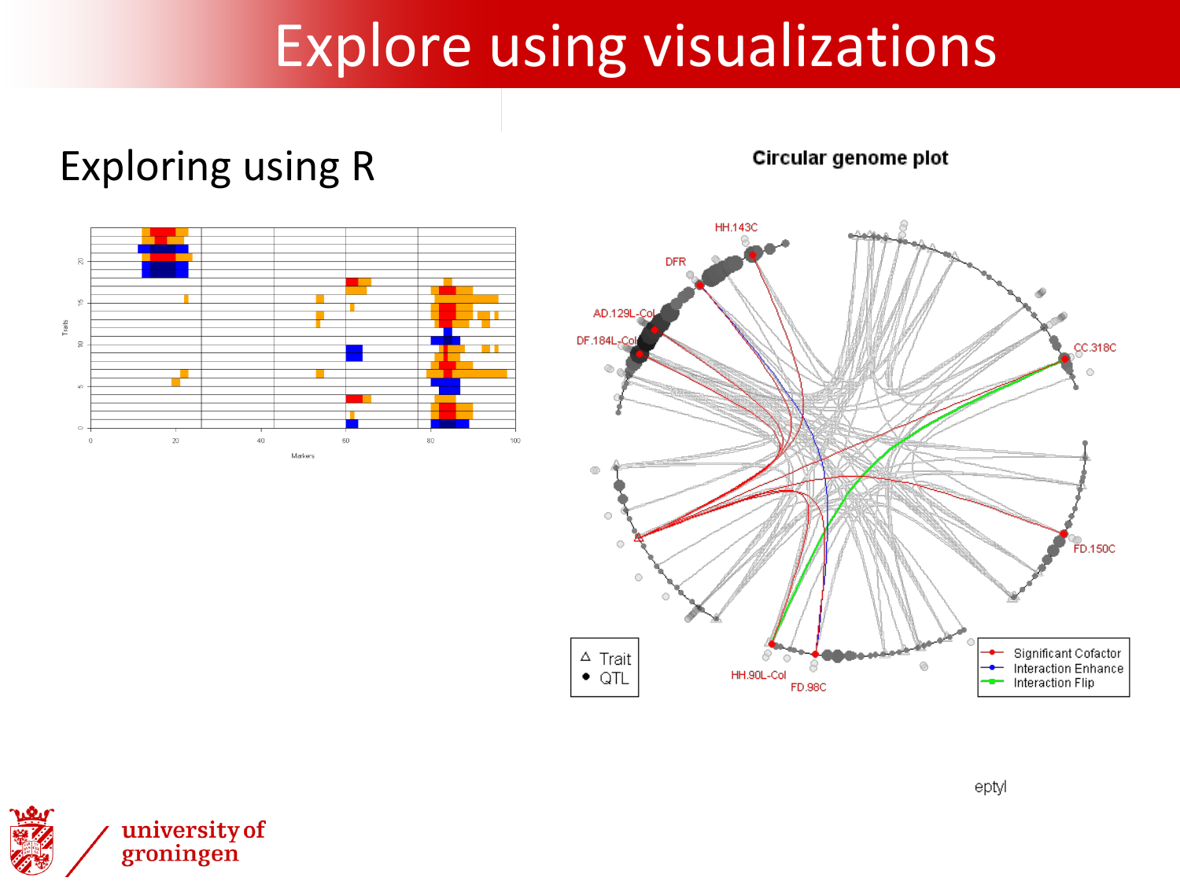# Explore using visualizations

## Exploring using R

Circular genome plot

eptyl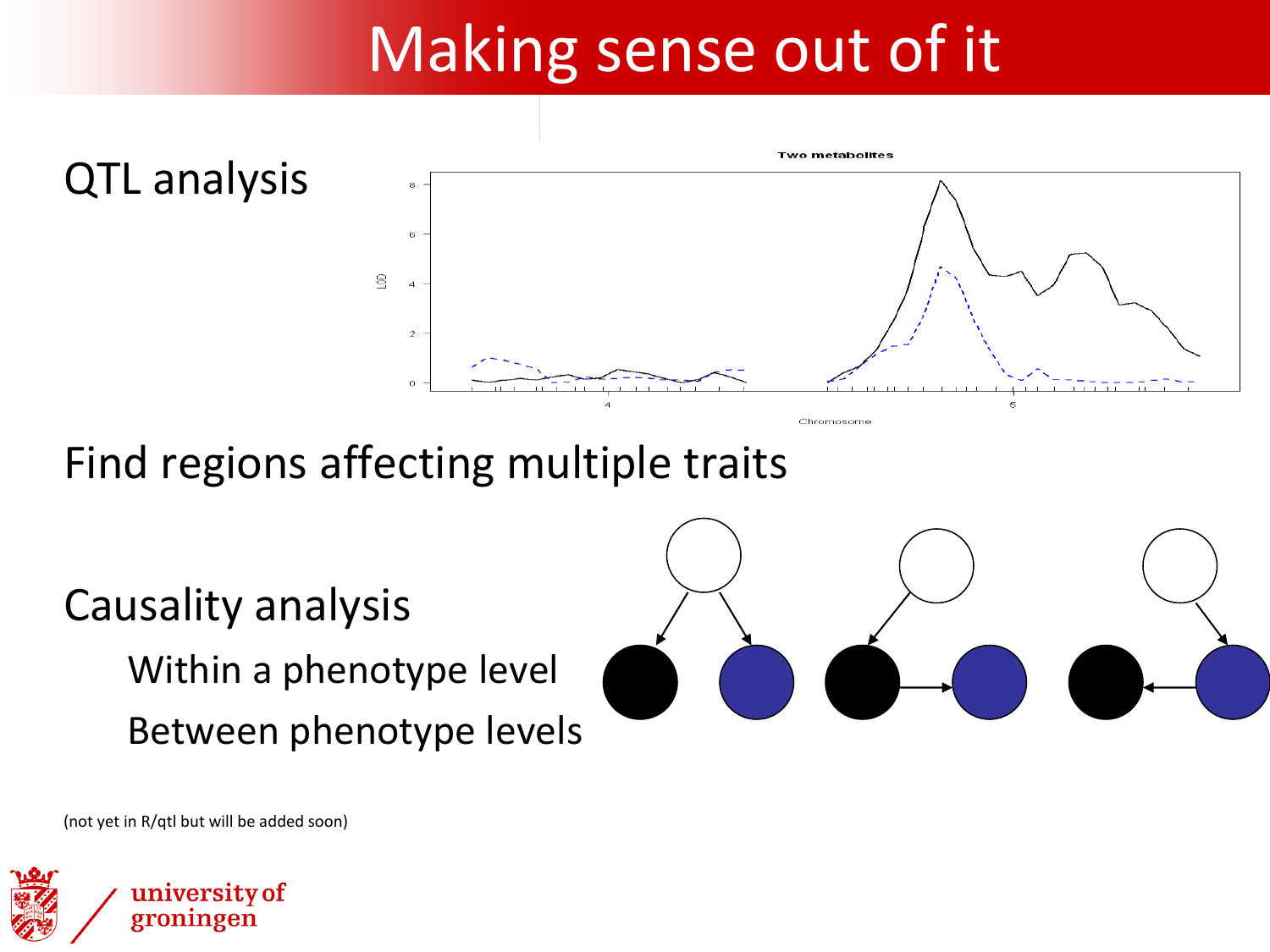# Making sense out of it

QTL analysis

Find regions affecting multiple traits

Causality analysis

- Within a phenotype level
- Between phenotype levels

(not yet in R/qtl but will be added soon)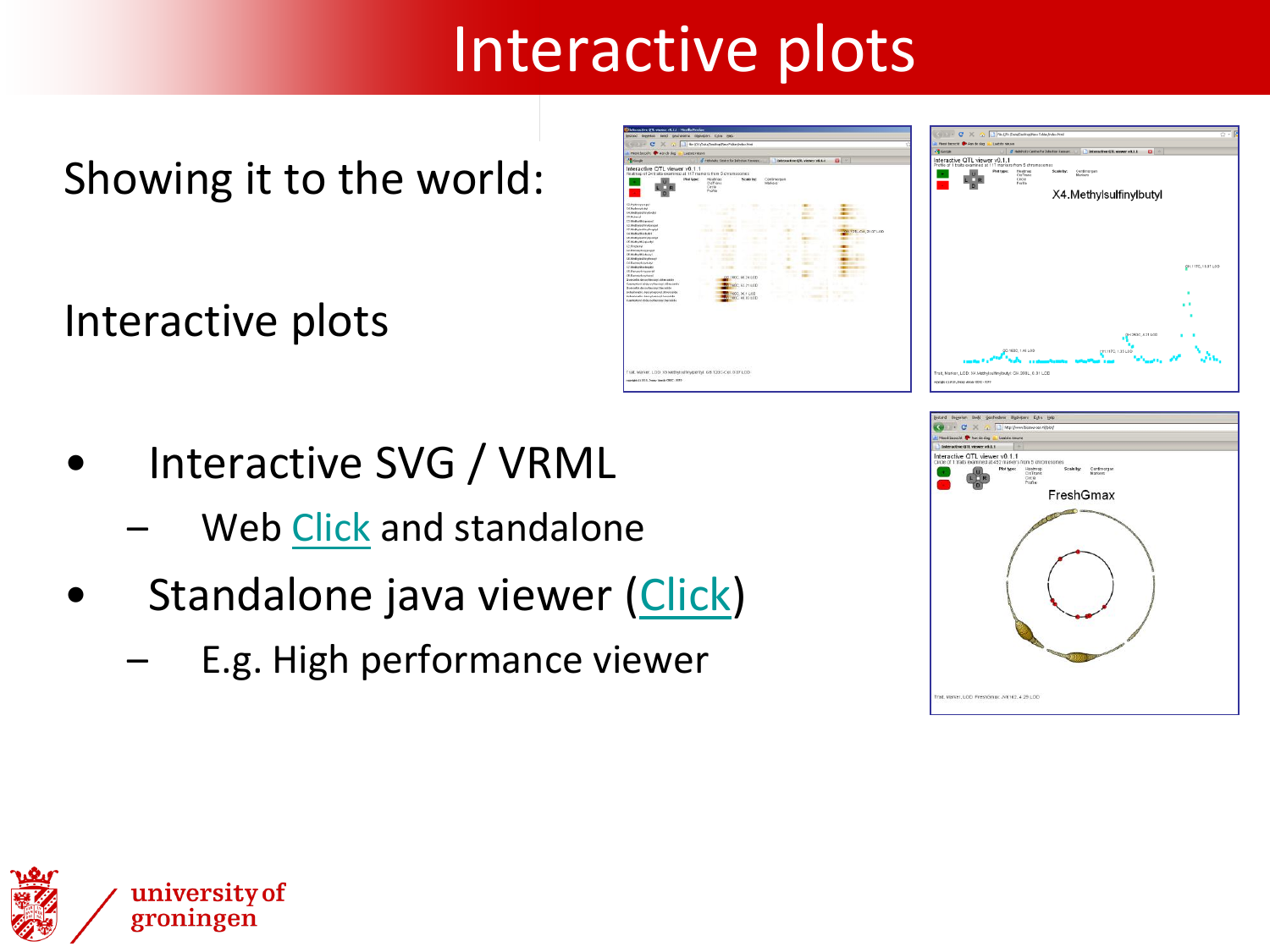# Interactive plots

Showing it to the world:

Interactive plots

- Interactive SVG / VRML
  - Web Click and standalone
- Standalone java viewer (Click)
  - E.g. High performance viewer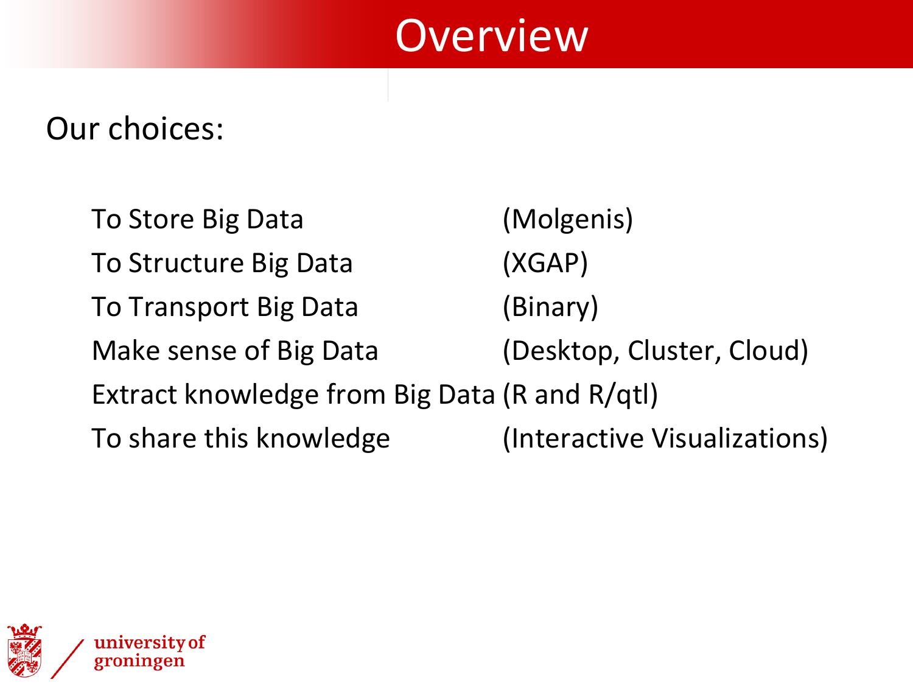# Overview

Our choices:

| | |
|---|---|
| To Store Big Data | (Molgenis) |
| To Structure Big Data | (XGAP) |
| To Transport Big Data | (Binary) |
| Make sense of Big Data | (Desktop, Cluster, Cloud) |
| Extract knowledge from Big Data | (R and R/qtl) |
| To share this knowledge | (Interactive Visualizations) |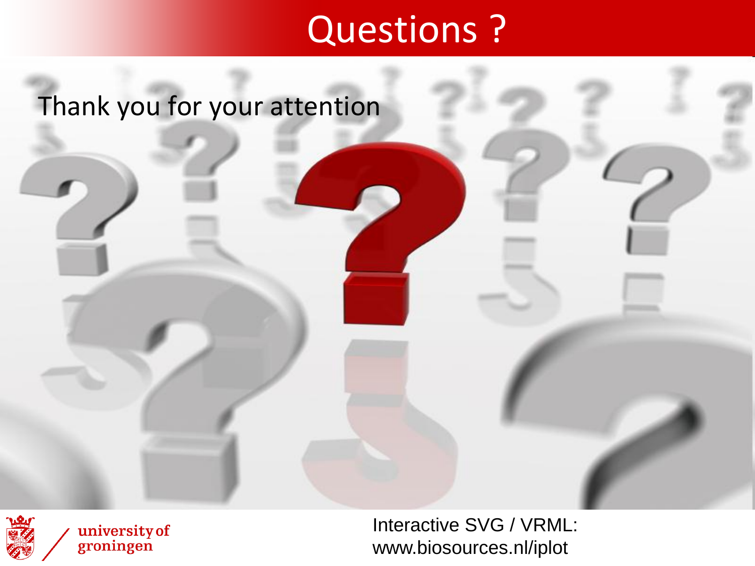# Questions ?

Thank you for your attention

Interactive SVG / VRML:
www.biosources.nl/iplot